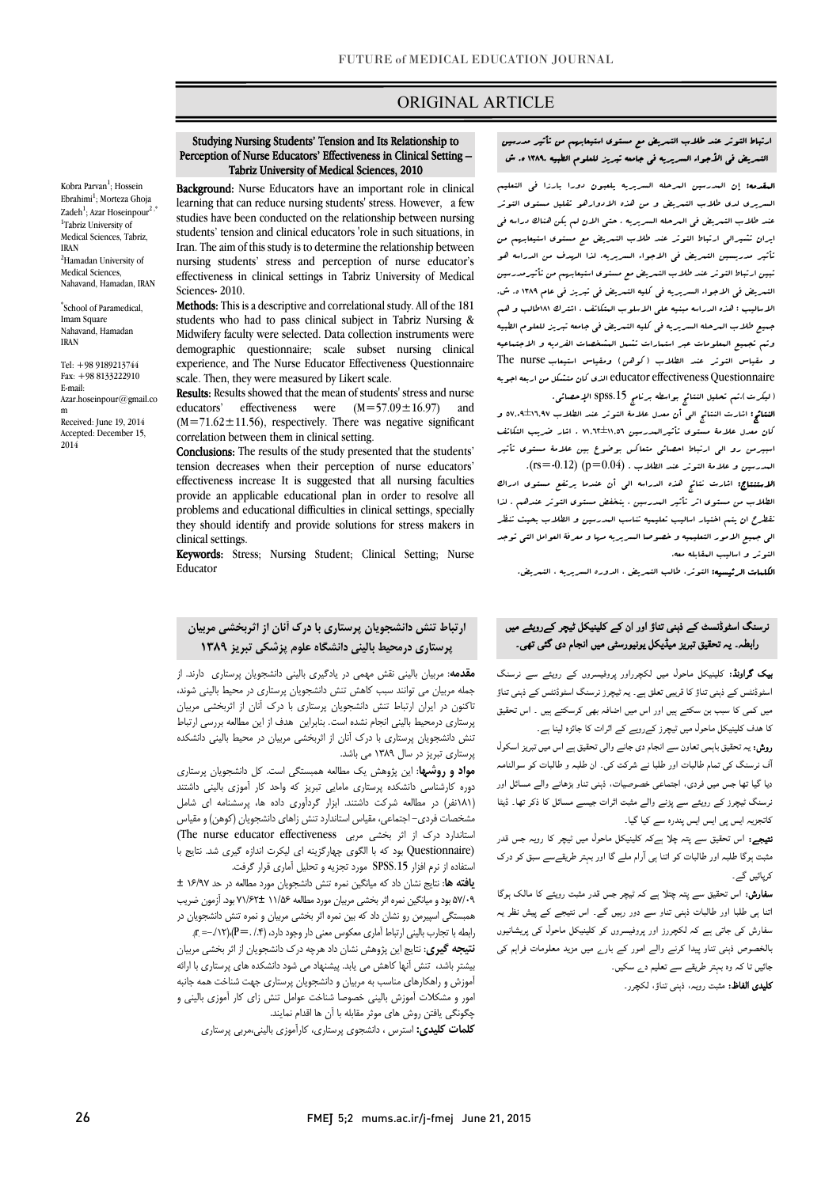# ORIGINAL ARTICLE

## Studying Nursing Students' Tension and Its Relationship to Perception of Nurse Educators' Effectiveness in Clinical Setting – Tabriz University of Medical Sciences, 2010

Kobra Parvan[1]; Hossein Ebrahimi[1]; Morteza Ghoja Zadeh[1]; Azar Hoseinpour[2,*]

[1]Tabriz University of Medical Sciences, Tabriz, IRAN

[2]Hamadan University of Medical Sciences, Nahavand, Hamadan, IRAN

[*]School of Paramedical, Imam Square Nahavand, Hamadan IRAN

Tel: +98 9189213744
Fax: +98 8133222910
E-mail: Azar.hoseinpour@gmail.com

Received: June 19, 2014
Accepted: December 15, 2014

**Background:** Nurse Educators have an important role in clinical learning that can reduce nursing students' stress. However, a few studies have been conducted on the relationship between nursing students' tension and clinical educators 'role in such situations, in Iran. The aim of this study is to determine the relationship between nursing students' stress and perception of nurse educator's effectiveness in clinical settings in Tabriz University of Medical Sciences- 2010.

**Methods:** This is a descriptive and correlational study. All of the 181 students who had to pass clinical subject in Tabriz Nursing & Midwifery faculty were selected. Data collection instruments were demographic questionnaire; scale subset nursing clinical experience, and The Nurse Educator Effectiveness Questionnaire scale. Then, they were measured by Likert scale.

**Results:** Results showed that the mean of students' stress and nurse educators' effectiveness were (M=57.09±16.97) and (M=71.62±11.56), respectively. There was negative significant correlation between them in clinical setting.

**Conclusions:** The results of the study presented that the students' tension decreases when their perception of nurse educators' effectiveness increase It is suggested that all nursing faculties provide an applicable educational plan in order to resolve all problems and educational difficulties in clinical settings, specially they should identify and provide solutions for stress makers in clinical settings.

**Keywords:** Stress; Nursing Student; Clinical Setting; Nurse Educator

## ارتباط التوتر عند طلاب التمريض مع مستوى استيعابهم من تأثير مدرسين التمريض في الأجواء السريريه في جامعه تبريز للعلوم الطبيه ١٣٨٩ ه. ش

**المقدمه:** إن المدرسين المرحله السريريه يلعبون دورا بارزا في التعليم السريري لدى طلاب التمريض و من هذه الادوارهو تقليل مستوى التوتر عند طلاب التمريض في المرحله السريريه ، حتى الان لم يكن هناك دراسه في ايران تشيرالى ارتباط التوتر عند طلاب التمريض مع مستوى استيعابهم من تأثير مدرسين التمريض في الاجواء السريريه، لذا الهدف من الدراسه هو تبيين ارتباط التوتر عند طلاب التمريض مع مستوى استيعابهم من تأثيرمدرسين التمريض في الاجواء السريريه في كليه التمريض في تبريز في عام ١٣٨٩ ه. ش.

**الاساليب :** هذه الدراسه مبنيه على الاسلوب المتكاتف ، اشترك ١٨١طالب و هم جميع طلاب المرحله السريريه في كليه التمريض في جامعه تبريز للعلوم الطبيه وتم تجميع المعلومات عبر استمارات تشمل المشخصات الفرديه و الاجتماعيه و مقياس التوتر عند الطلاب (كوهن) ومقياس استيعاب The nurse educator effectiveness Questionnaire الذى كان متشكل من اربعه اجوبه (ليكرت).تم تحليل النتائج بواسطه برنامج spss.15 الإحصائي.

**النتائج:** اشارت النتائج الى أن معدل علامة التوتر عند الطلاب ١٦،٩٧±٥٧،٠٩ و كان معدل علامة مستوى تأثيرالمدرسين ١١،٥٦±٧١،٦٢ . اشار ضريب التكاتف اسپيرمن رو الى ارتباط احصائي متعاكس بوضوح بين علاقه مستوى تأثير المدرسين و علامة التوتر عند الطلاب . (rs=-0.12) (p=0.04).

**الاستنتاج:** اشارت نتائج هذه الدراسه الى أن عندما يرتفع مستوى ادراك الطلاب من مستوى اثر تأثير المدرسين ، ينخفض مستوى التوتر عندهم . لذا نقطرح ان يتم اختيار اساليب تعليميه تناسب المدرسين و الطلاب بحيث تنظر الى جميع الامور التعليميه و خصوصا السريريه منها و معرفة العوامل التى توجد التوتر و اساليب المقابله معه.

**الكلمات الرئيسيه:** التوتر، طالب التمريض ، الدوره السريريه ، التمريض.

## ارتباط تنش دانشجویان پرستاری با درک آنان از اثربخشی مربیان پرستاری درمحیط بالینی دانشگاه علوم پزشکی تبریز ۱۳۸۹

**مقدمه:** مربیان بالینی نقش مهمی در یادگیری بالینی دانشجویان پرستاری دارند. از جمله مربیان می توانند سبب کاهش تنش دانشجویان پرستاری در محیط بالینی شوند، تاکنون در ایران ارتباط تنش دانشجویان پرستاری با درک آنان از اثربخشی مربیان پرستاری درمحیط بالینی انجام نشده است. بنابراین هدف از این مطالعه بررسی ارتباط تنش دانشجویان پرستاری با درک آنان از اثربخشی مربیان در محیط بالینی دانشکده پرستاری تبریز در سال ۱۳۸۹ می باشد.

**مواد و روشها:** این پژوهش یک مطالعه همبستگی است. کل دانشجویان پرستاری دوره کارشناسی دانشکده پرستاری مامایی تبریز که واحد کار آموزی بالینی داشتند (۱۸۱نفر) در مطالعه شرکت داشتند. ابزار گردآوری داده ها، پرسشنامه ای شامل مشخصات فردی- اجتماعی، مقیاس استاندارد تنش زاهای دانشجویان (کوهن) و مقیاس استاندارد درک از اثر بخشی مربی (The nurse educator effectiveness Questionnaire) بود که با الگوی چهارگزینه ای لیکرت اندازه گیری شد. نتایج با استفاده از نرم افزار SPSS.15 مورد تجزیه و تحلیل آماری قرار گرفت.

**یافته ها:** نتایج نشان داد که میانگین نمره تنش دانشجویان مورد مطالعه در حد ۱۶/۹۷ ± ۵۷/۰۹ بود و میانگین نمره اثر بخشی مربیان مورد مطالعه ۱۱/۵۶ ±۷۱/۶۲ بود. آزمون ضریب همبستگی اسپیرمن رو نشان داد که بین نمره اثر بخشی مربیان و نمره تنش دانشجویان در رابطه با تجارب بالینی ارتباط آماری معکوس معنی دار وجود دارد، (P=۰/۰۴)،(r=-۰/۱۲).

**نتیجه گیری:** نتایج این پژوهش نشان داد هرچه درک دانشجویان از اثر بخشی مربیان بیشتر باشد، تنش آنها کاهش می یابد. پیشنهاد می شود دانشکده های پرستاری با ارائه آموزش و راهکارهای مناسب به مربیان و دانشجویان پرستاری جهت شناخت همه جانبه امور و مشکلات آموزش بالینی خصوصا شناخت عوامل تنش زای کار آموزی بالینی و چگونگی یافتن روش های موثر مقابله با آن ها اقدام نمایند.

**کلمات کلیدی:** استرس ، دانشجوی پرستاری، کارآموزی بالینی،مربی پرستاری

## نرسنگ اسٹوڈنسٹ کے ذہنی تناؤ اور ان کے کلینیکل ٹیچر کےرویے میں رابطہ۔ یہ تحقیق تبریز میڈیکل یونیورسٹی میں انجام دی گئی تھی۔

**بیک گراونڈ:** کلینیکل ماحول میں لکچرراور پروفیسروں کے رویے سے نرسنگ اسٹوڈنٹس کے ذہنی تناؤ کا قریبی تعلق ہے۔ یہ ٹیچرز نرسنگ اسٹوڈنٹس کے ذہنی تناؤ میں کمی کا سبب بن سکتے ہیں اور اس میں اضافہ بھی کرسکتے ہیں ۔ اس تحقیق کا ہدف کلینیکل ماحول میں ٹیچرز کےرویے کے اثرات کا جائزہ لینا ہے۔

**روش:** یہ تحقیق باہمی تعاون سے انجام دی جانے والی تحقیق ہے اس میں تبریز اسکول آف نرسنگ کی تمام طالبات اور طلبا نے شرکت کی۔ ان طلبہ و طالبات کو سوالنامہ دیا گیا تھا جس میں فردی، اجتماعی خصوصیات، ذہنی تناو بڑھانے والے مسائل اور نرسنگ ٹیچرز کے رویے سے پڑنے والے مثبت اثرات جیسے مسائل کا ذکر تھا۔ ڈیٹا کاتجزیہ ایس پی ایس ایس پندرہ سے کیا گیا۔

**نتیجے:** اس تحقیق سے پتہ چلا ہےکہ کلینیکل ماحول میں ٹیچر کا رویہ جس قدر مثبت ہوگا طلبہ اور طالبات کو اتنا ہی آرام ملے گا اور بہتر طریقےسے سبق کو درک کرپائيں گے۔

**سفارش:** اس تحقیق سے پتہ چلتا ہے کہ ٹیچر جس قدر مثبت رویئے کا مالک ہوگا اتنا ہی طلبا اور طالبات ذہنی تناو سے دور رہیں گے۔ اس نتیجے کے پیش نظر یہ سفارش کی جاتی ہے کہ لکچررز اور پروفیسروں کو کلینیکل ماحول کی پریشانیوں بالخصوص ذہنی تناو پیدا کرنے والے امور کے بارے میں مزید معلومات فراہم کی جائیں تا کہ وہ بہتر طریقے سے تعلیم دے سکیں۔

**کلیدی الفاظ:** مثبت رویہ، ذہنی تناؤ، لکچرر۔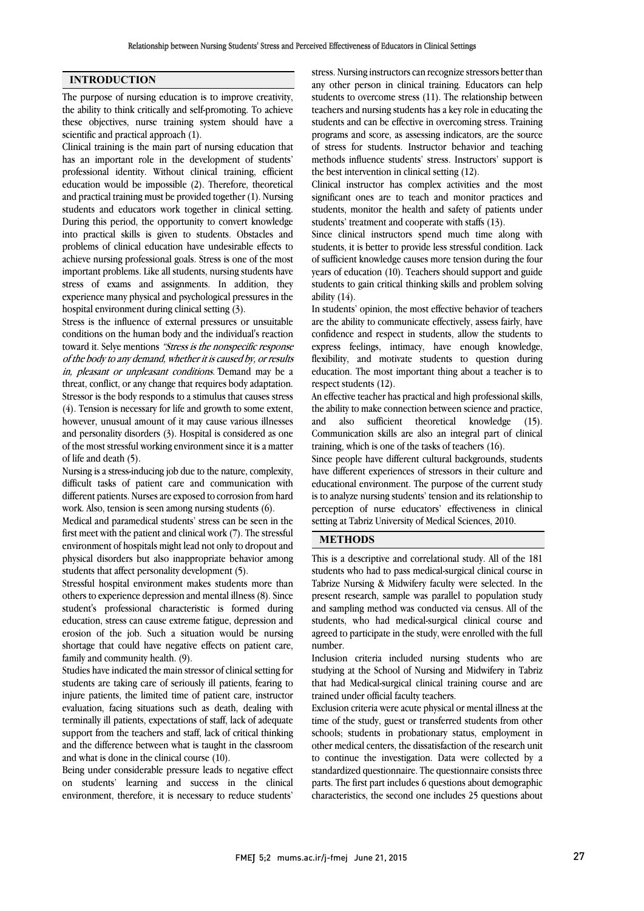## INTRODUCTION

The purpose of nursing education is to improve creativity, the ability to think critically and self-promoting. To achieve these objectives, nurse training system should have a scientific and practical approach (1).

Clinical training is the main part of nursing education that has an important role in the development of students' professional identity. Without clinical training, efficient education would be impossible (2). Therefore, theoretical and practical training must be provided together (1). Nursing students and educators work together in clinical setting. During this period, the opportunity to convert knowledge into practical skills is given to students. Obstacles and problems of clinical education have undesirable effects to achieve nursing professional goals. Stress is one of the most important problems. Like all students, nursing students have stress of exams and assignments. In addition, they experience many physical and psychological pressures in the hospital environment during clinical setting (3).

Stress is the influence of external pressures or unsuitable conditions on the human body and the individual's reaction toward it. Selye mentions *"Stress is the nonspecific response of the body to any demand, whether it is caused by, or results in, pleasant or unpleasant conditions."* Demand may be a threat, conflict, or any change that requires body adaptation. Stressor is the body responds to a stimulus that causes stress (4). Tension is necessary for life and growth to some extent, however, unusual amount of it may cause various illnesses and personality disorders (3). Hospital is considered as one of the most stressful working environment since it is a matter of life and death (5).

Nursing is a stress-inducing job due to the nature, complexity, difficult tasks of patient care and communication with different patients. Nurses are exposed to corrosion from hard work. Also, tension is seen among nursing students (6).

Medical and paramedical students' stress can be seen in the first meet with the patient and clinical work (7). The stressful environment of hospitals might lead not only to dropout and physical disorders but also inappropriate behavior among students that affect personality development (5).

Stressful hospital environment makes students more than others to experience depression and mental illness (8). Since student's professional characteristic is formed during education, stress can cause extreme fatigue, depression and erosion of the job. Such a situation would be nursing shortage that could have negative effects on patient care, family and community health. (9).

Studies have indicated the main stressor of clinical setting for students are taking care of seriously ill patients, fearing to injure patients, the limited time of patient care, instructor evaluation, facing situations such as death, dealing with terminally ill patients, expectations of staff, lack of adequate support from the teachers and staff, lack of critical thinking and the difference between what is taught in the classroom and what is done in the clinical course (10).

Being under considerable pressure leads to negative effect on students' learning and success in the clinical environment, therefore, it is necessary to reduce students' stress. Nursing instructors can recognize stressors better than any other person in clinical training. Educators can help students to overcome stress (11). The relationship between teachers and nursing students has a key role in educating the students and can be effective in overcoming stress. Training programs and score, as assessing indicators, are the source of stress for students. Instructor behavior and teaching methods influence students' stress. Instructors' support is the best intervention in clinical setting (12).

Clinical instructor has complex activities and the most significant ones are to teach and monitor practices and students, monitor the health and safety of patients under students' treatment and cooperate with staffs (13).

Since clinical instructors spend much time along with students, it is better to provide less stressful condition. Lack of sufficient knowledge causes more tension during the four years of education (10). Teachers should support and guide students to gain critical thinking skills and problem solving ability (14).

In students' opinion, the most effective behavior of teachers are the ability to communicate effectively, assess fairly, have confidence and respect in students, allow the students to express feelings, intimacy, have enough knowledge, flexibility, and motivate students to question during education. The most important thing about a teacher is to respect students (12).

An effective teacher has practical and high professional skills, the ability to make connection between science and practice, and also sufficient theoretical knowledge (15). Communication skills are also an integral part of clinical training, which is one of the tasks of teachers (16).

Since people have different cultural backgrounds, students have different experiences of stressors in their culture and educational environment. The purpose of the current study is to analyze nursing students' tension and its relationship to perception of nurse educators' effectiveness in clinical setting at Tabriz University of Medical Sciences, 2010.

## METHODS

This is a descriptive and correlational study. All of the 181 students who had to pass medical-surgical clinical course in Tabrize Nursing & Midwifery faculty were selected. In the present research, sample was parallel to population study and sampling method was conducted via census. All of the students, who had medical-surgical clinical course and agreed to participate in the study, were enrolled with the full number.

Inclusion criteria included nursing students who are studying at the School of Nursing and Midwifery in Tabriz that had Medical-surgical clinical training course and are trained under official faculty teachers.

Exclusion criteria were acute physical or mental illness at the time of the study, guest or transferred students from other schools; students in probationary status, employment in other medical centers, the dissatisfaction of the research unit to continue the investigation. Data were collected by a standardized questionnaire. The questionnaire consists three parts. The first part includes 6 questions about demographic characteristics, the second one includes 25 questions about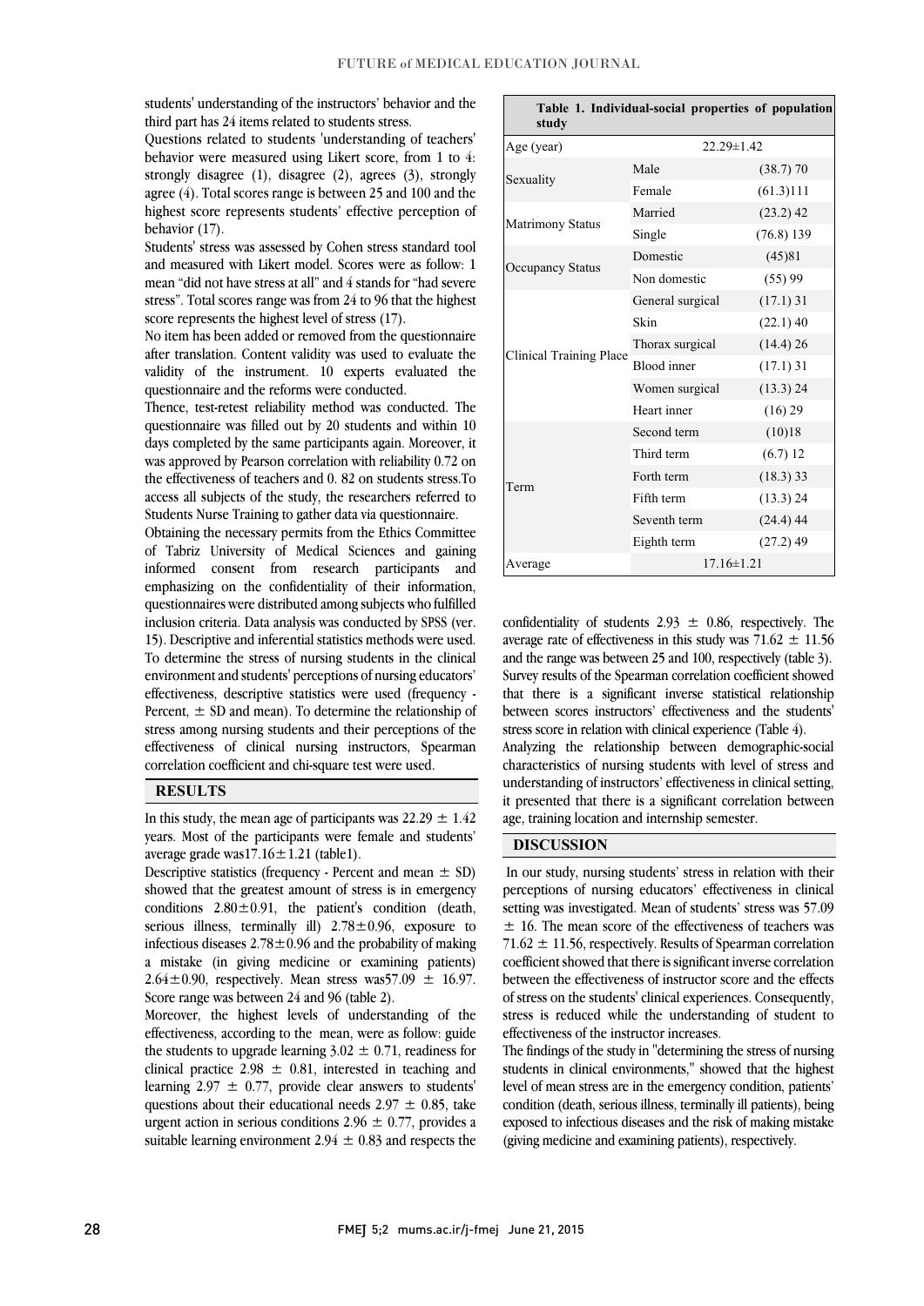students' understanding of the instructors' behavior and the third part has 24 items related to students stress.

Questions related to students 'understanding of teachers' behavior were measured using Likert score, from 1 to 4: strongly disagree (1), disagree (2), agrees (3), strongly agree (4). Total scores range is between 25 and 100 and the highest score represents students' effective perception of behavior (17).

Students' stress was assessed by Cohen stress standard tool and measured with Likert model. Scores were as follow: 1 mean "did not have stress at all" and 4 stands for "had severe stress". Total scores range was from 24 to 96 that the highest score represents the highest level of stress (17).

No item has been added or removed from the questionnaire after translation. Content validity was used to evaluate the validity of the instrument. 10 experts evaluated the questionnaire and the reforms were conducted.

Thence, test-retest reliability method was conducted. The questionnaire was filled out by 20 students and within 10 days completed by the same participants again. Moreover, it was approved by Pearson correlation with reliability 0.72 on the effectiveness of teachers and 0. 82 on students stress.To access all subjects of the study, the researchers referred to Students Nurse Training to gather data via questionnaire.

Obtaining the necessary permits from the Ethics Committee of Tabriz University of Medical Sciences and gaining informed consent from research participants and emphasizing on the confidentiality of their information, questionnaires were distributed among subjects who fulfilled inclusion criteria. Data analysis was conducted by SPSS (ver. 15). Descriptive and inferential statistics methods were used. To determine the stress of nursing students in the clinical environment and students' perceptions of nursing educators' effectiveness, descriptive statistics were used (frequency - Percent, ± SD and mean). To determine the relationship of stress among nursing students and their perceptions of the effectiveness of clinical nursing instructors, Spearman correlation coefficient and chi-square test were used.

## RESULTS

In this study, the mean age of participants was 22.29 ± 1.42 years. Most of the participants were female and students' average grade was17.16±1.21 (table1).

Descriptive statistics (frequency - Percent and mean ± SD) showed that the greatest amount of stress is in emergency conditions 2.80±0.91, the patient's condition (death, serious illness, terminally ill) 2.78±0.96, exposure to infectious diseases 2.78±0.96 and the probability of making a mistake (in giving medicine or examining patients) 2.64±0.90, respectively. Mean stress was57.09 ± 16.97. Score range was between 24 and 96 (table 2).

Moreover, the highest levels of understanding of the effectiveness, according to the mean, were as follow: guide the students to upgrade learning 3.02 ± 0.71, readiness for clinical practice 2.98 ± 0.81, interested in teaching and learning 2.97 ± 0.77, provide clear answers to students' questions about their educational needs 2.97 ± 0.85, take urgent action in serious conditions 2.96 ± 0.77, provides a suitable learning environment 2.94 ± 0.83 and respects the confidentiality of students 2.93 ± 0.86, respectively. The average rate of effectiveness in this study was 71.62 ± 11.56 and the range was between 25 and 100, respectively (table 3). Survey results of the Spearman correlation coefficient showed that there is a significant inverse statistical relationship between scores instructors' effectiveness and the students' stress score in relation with clinical experience (Table 4).

Analyzing the relationship between demographic-social characteristics of nursing students with level of stress and understanding of instructors' effectiveness in clinical setting, it presented that there is a significant correlation between age, training location and internship semester.

**Table 1. Individual-social properties of population study**

| | | |
|---|---|---|
| Age (year) | 22.29±1.42 | |
| Sexuality | Male | (38.7) 70 |
| | Female | (61.3)111 |
| Matrimony Status | Married | (23.2) 42 |
| | Single | (76.8) 139 |
| Occupancy Status | Domestic | (45)81 |
| | Non domestic | (55) 99 |
| Clinical Training Place | General surgical | (17.1) 31 |
| | Skin | (22.1) 40 |
| | Thorax surgical | (14.4) 26 |
| | Blood inner | (17.1) 31 |
| | Women surgical | (13.3) 24 |
| | Heart inner | (16) 29 |
| Term | Second term | (10)18 |
| | Third term | (6.7) 12 |
| | Forth term | (18.3) 33 |
| | Fifth term | (13.3) 24 |
| | Seventh term | (24.4) 44 |
| | Eighth term | (27.2) 49 |
| Average | 17.16±1.21 | |

## DISCUSSION

In our study, nursing students' stress in relation with their perceptions of nursing educators' effectiveness in clinical setting was investigated. Mean of students' stress was 57.09 ± 16. The mean score of the effectiveness of teachers was 71.62 ± 11.56, respectively. Results of Spearman correlation coefficient showed that there is significant inverse correlation between the effectiveness of instructor score and the effects of stress on the students' clinical experiences. Consequently, stress is reduced while the understanding of student to effectiveness of the instructor increases.

The findings of the study in "determining the stress of nursing students in clinical environments," showed that the highest level of mean stress are in the emergency condition, patients' condition (death, serious illness, terminally ill patients), being exposed to infectious diseases and the risk of making mistake (giving medicine and examining patients), respectively.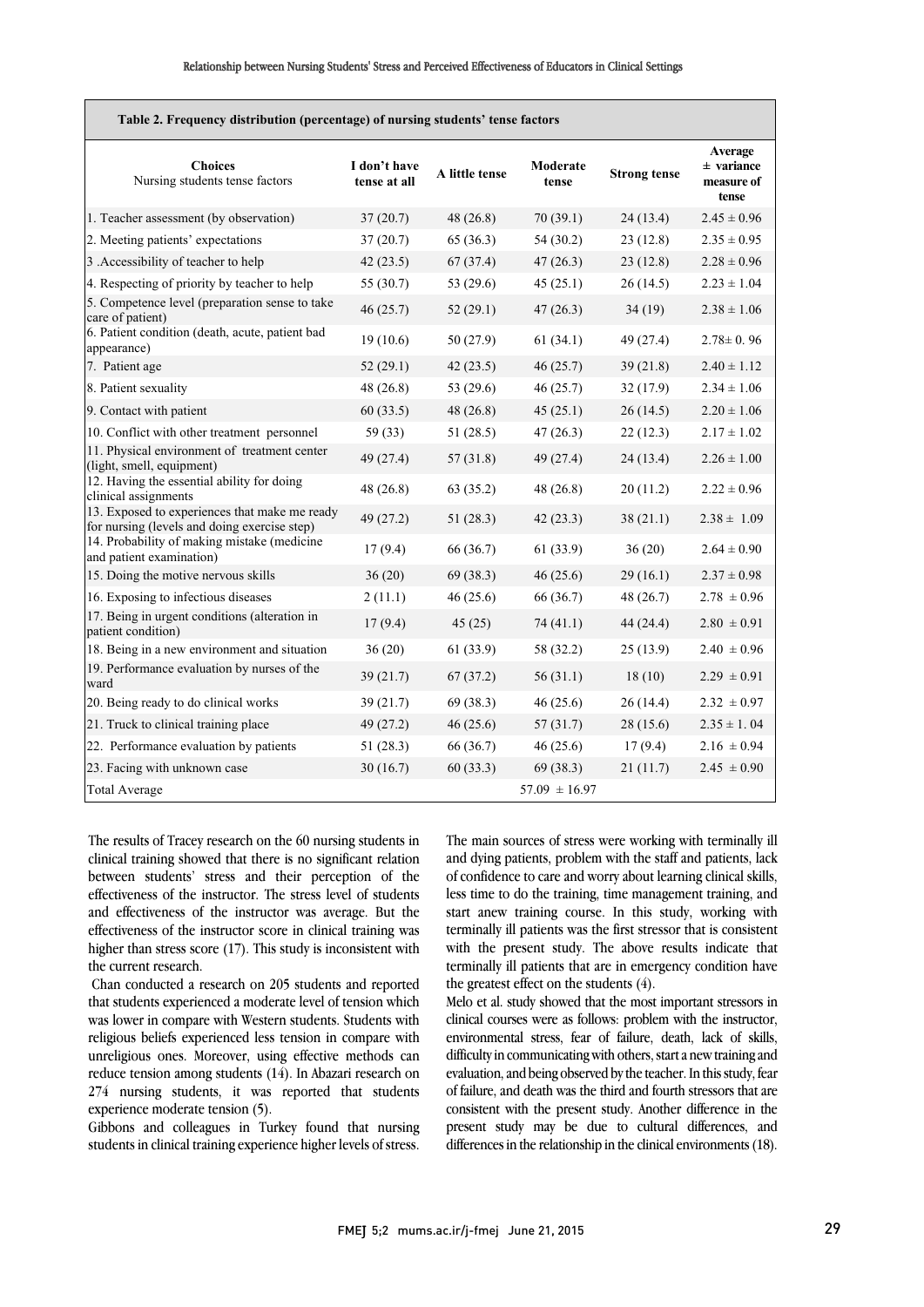**Table 2. Frequency distribution (percentage) of nursing students' tense factors**

| Choices<br>Nursing students tense factors | I don't have tense at all | A little tense | Moderate tense | Strong tense | Average ± variance measure of tense |
|---|---|---|---|---|---|
| 1. Teacher assessment (by observation) | 37 (20.7) | 48 (26.8) | 70 (39.1) | 24 (13.4) | 2.45 ± 0.96 |
| 2. Meeting patients' expectations | 37 (20.7) | 65 (36.3) | 54 (30.2) | 23 (12.8) | 2.35 ± 0.95 |
| 3 .Accessibility of teacher to help | 42 (23.5) | 67 (37.4) | 47 (26.3) | 23 (12.8) | 2.28 ± 0.96 |
| 4. Respecting of priority by teacher to help | 55 (30.7) | 53 (29.6) | 45 (25.1) | 26 (14.5) | 2.23 ± 1.04 |
| 5. Competence level (preparation sense to take care of patient) | 46 (25.7) | 52 (29.1) | 47 (26.3) | 34 (19) | 2.38 ± 1.06 |
| 6. Patient condition (death, acute, patient bad appearance) | 19 (10.6) | 50 (27.9) | 61 (34.1) | 49 (27.4) | 2.78± 0. 96 |
| 7. Patient age | 52 (29.1) | 42 (23.5) | 46 (25.7) | 39 (21.8) | 2.40 ± 1.12 |
| 8. Patient sexuality | 48 (26.8) | 53 (29.6) | 46 (25.7) | 32 (17.9) | 2.34 ± 1.06 |
| 9. Contact with patient | 60 (33.5) | 48 (26.8) | 45 (25.1) | 26 (14.5) | 2.20 ± 1.06 |
| 10. Conflict with other treatment personnel | 59 (33) | 51 (28.5) | 47 (26.3) | 22 (12.3) | 2.17 ± 1.02 |
| 11. Physical environment of treatment center (light, smell, equipment) | 49 (27.4) | 57 (31.8) | 49 (27.4) | 24 (13.4) | 2.26 ± 1.00 |
| 12. Having the essential ability for doing clinical assignments | 48 (26.8) | 63 (35.2) | 48 (26.8) | 20 (11.2) | 2.22 ± 0.96 |
| 13. Exposed to experiences that make me ready for nursing (levels and doing exercise step) | 49 (27.2) | 51 (28.3) | 42 (23.3) | 38 (21.1) | 2.38 ± 1.09 |
| 14. Probability of making mistake (medicine and patient examination) | 17 (9.4) | 66 (36.7) | 61 (33.9) | 36 (20) | 2.64 ± 0.90 |
| 15. Doing the motive nervous skills | 36 (20) | 69 (38.3) | 46 (25.6) | 29 (16.1) | 2.37 ± 0.98 |
| 16. Exposing to infectious diseases | 2 (11.1) | 46 (25.6) | 66 (36.7) | 48 (26.7) | 2.78 ± 0.96 |
| 17. Being in urgent conditions (alteration in patient condition) | 17 (9.4) | 45 (25) | 74 (41.1) | 44 (24.4) | 2.80 ± 0.91 |
| 18. Being in a new environment and situation | 36 (20) | 61 (33.9) | 58 (32.2) | 25 (13.9) | 2.40 ± 0.96 |
| 19. Performance evaluation by nurses of the ward | 39 (21.7) | 67 (37.2) | 56 (31.1) | 18 (10) | 2.29 ± 0.91 |
| 20. Being ready to do clinical works | 39 (21.7) | 69 (38.3) | 46 (25.6) | 26 (14.4) | 2.32 ± 0.97 |
| 21. Truck to clinical training place | 49 (27.2) | 46 (25.6) | 57 (31.7) | 28 (15.6) | 2.35 ± 1. 04 |
| 22. Performance evaluation by patients | 51 (28.3) | 66 (36.7) | 46 (25.6) | 17 (9.4) | 2.16 ± 0.94 |
| 23. Facing with unknown case | 30 (16.7) | 60 (33.3) | 69 (38.3) | 21 (11.7) | 2.45 ± 0.90 |
| Total Average | | | 57.09 ± 16.97 | | |

The results of Tracey research on the 60 nursing students in clinical training showed that there is no significant relation between students' stress and their perception of the effectiveness of the instructor. The stress level of students and effectiveness of the instructor was average. But the effectiveness of the instructor score in clinical training was higher than stress score (17). This study is inconsistent with the current research.

Chan conducted a research on 205 students and reported that students experienced a moderate level of tension which was lower in compare with Western students. Students with religious beliefs experienced less tension in compare with unreligious ones. Moreover, using effective methods can reduce tension among students (14). In Abazari research on 274 nursing students, it was reported that students experience moderate tension (5).

Gibbons and colleagues in Turkey found that nursing students in clinical training experience higher levels of stress. The main sources of stress were working with terminally ill and dying patients, problem with the staff and patients, lack of confidence to care and worry about learning clinical skills, less time to do the training, time management training, and start anew training course. In this study, working with terminally ill patients was the first stressor that is consistent with the present study. The above results indicate that terminally ill patients that are in emergency condition have the greatest effect on the students (4).

Melo et al. study showed that the most important stressors in clinical courses were as follows: problem with the instructor, environmental stress, fear of failure, death, lack of skills, difficulty in communicating with others, start a new training and evaluation, and being observed by the teacher. In this study, fear of failure, and death was the third and fourth stressors that are consistent with the present study. Another difference in the present study may be due to cultural differences, and differences in the relationship in the clinical environments (18).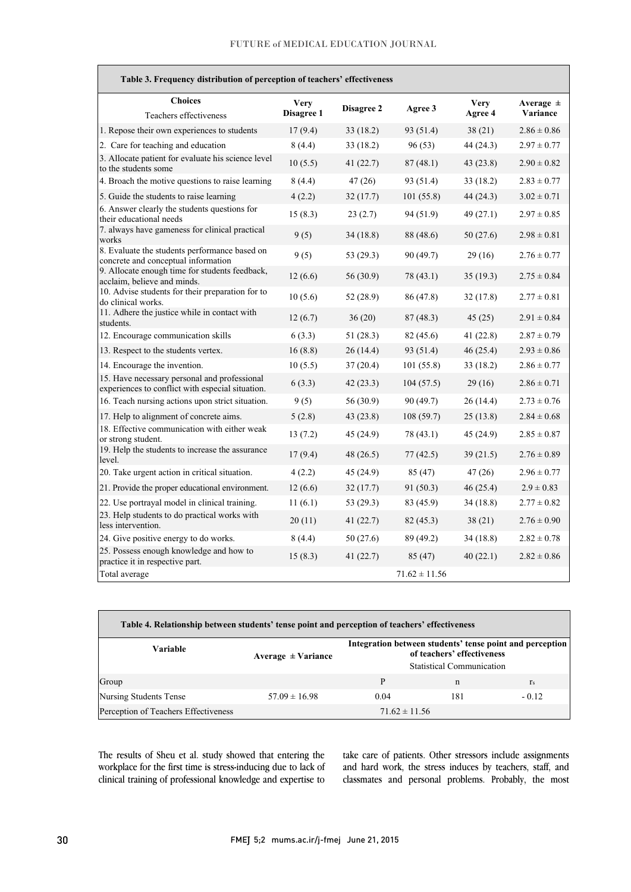**Table 3. Frequency distribution of perception of teachers' effectiveness**

| Choices<br>Teachers effectiveness | Very Disagree 1 | Disagree 2 | Agree 3 | Very Agree 4 | Average ± Variance |
|---|---|---|---|---|---|
| 1. Repose their own experiences to students | 17 (9.4) | 33 (18.2) | 93 (51.4) | 38 (21) | 2.86 ± 0.86 |
| 2. Care for teaching and education | 8 (4.4) | 33 (18.2) | 96 (53) | 44 (24.3) | 2.97 ± 0.77 |
| 3. Allocate patient for evaluate his science level to the students some | 10 (5.5) | 41 (22.7) | 87 (48.1) | 43 (23.8) | 2.90 ± 0.82 |
| 4. Broach the motive questions to raise learning | 8 (4.4) | 47 (26) | 93 (51.4) | 33 (18.2) | 2.83 ± 0.77 |
| 5. Guide the students to raise learning | 4 (2.2) | 32 (17.7) | 101 (55.8) | 44 (24.3) | 3.02 ± 0.71 |
| 6. Answer clearly the students questions for their educational needs | 15 (8.3) | 23 (2.7) | 94 (51.9) | 49 (27.1) | 2.97 ± 0.85 |
| 7. always have gameness for clinical practical works | 9 (5) | 34 (18.8) | 88 (48.6) | 50 (27.6) | 2.98 ± 0.81 |
| 8. Evaluate the students performance based on concrete and conceptual information | 9 (5) | 53 (29.3) | 90 (49.7) | 29 (16) | 2.76 ± 0.77 |
| 9. Allocate enough time for students feedback, acclaim, believe and minds. | 12 (6.6) | 56 (30.9) | 78 (43.1) | 35 (19.3) | 2.75 ± 0.84 |
| 10. Advise students for their preparation for to do clinical works. | 10 (5.6) | 52 (28.9) | 86 (47.8) | 32 (17.8) | 2.77 ± 0.81 |
| 11. Adhere the justice while in contact with students. | 12 (6.7) | 36 (20) | 87 (48.3) | 45 (25) | 2.91 ± 0.84 |
| 12. Encourage communication skills | 6 (3.3) | 51 (28.3) | 82 (45.6) | 41 (22.8) | 2.87 ± 0.79 |
| 13. Respect to the students vertex. | 16 (8.8) | 26 (14.4) | 93 (51.4) | 46 (25.4) | 2.93 ± 0.86 |
| 14. Encourage the invention. | 10 (5.5) | 37 (20.4) | 101 (55.8) | 33 (18.2) | 2.86 ± 0.77 |
| 15. Have necessary personal and professional experiences to conflict with especial situation. | 6 (3.3) | 42 (23.3) | 104 (57.5) | 29 (16) | 2.86 ± 0.71 |
| 16. Teach nursing actions upon strict situation. | 9 (5) | 56 (30.9) | 90 (49.7) | 26 (14.4) | 2.73 ± 0.76 |
| 17. Help to alignment of concrete aims. | 5 (2.8) | 43 (23.8) | 108 (59.7) | 25 (13.8) | 2.84 ± 0.68 |
| 18. Effective communication with either weak or strong student. | 13 (7.2) | 45 (24.9) | 78 (43.1) | 45 (24.9) | 2.85 ± 0.87 |
| 19. Help the students to increase the assurance level. | 17 (9.4) | 48 (26.5) | 77 (42.5) | 39 (21.5) | 2.76 ± 0.89 |
| 20. Take urgent action in critical situation. | 4 (2.2) | 45 (24.9) | 85 (47) | 47 (26) | 2.96 ± 0.77 |
| 21. Provide the proper educational environment. | 12 (6.6) | 32 (17.7) | 91 (50.3) | 46 (25.4) | 2.9 ± 0.83 |
| 22. Use portrayal model in clinical training. | 11 (6.1) | 53 (29.3) | 83 (45.9) | 34 (18.8) | 2.77 ± 0.82 |
| 23. Help students to do practical works with less intervention. | 20 (11) | 41 (22.7) | 82 (45.3) | 38 (21) | 2.76 ± 0.90 |
| 24. Give positive energy to do works. | 8 (4.4) | 50 (27.6) | 89 (49.2) | 34 (18.8) | 2.82 ± 0.78 |
| 25. Possess enough knowledge and how to practice it in respective part. | 15 (8.3) | 41 (22.7) | 85 (47) | 40 (22.1) | 2.82 ± 0.86 |
| Total average | | | 71.62 ± 11.56 | | |

**Table 4. Relationship between students' tense point and perception of teachers' effectiveness**

| Variable | Average ± Variance | Integration between students' tense point and perception of teachers' effectiveness<br>Statistical Communication | | |
|---|---|---|---|---|
| Group | | P | n | $r_s$ |
| Nursing Students Tense | 57.09 ± 16.98 | 0.04 | 181 | - 0.12 |
| Perception of Teachers Effectiveness | | 71.62 ± 11.56 | | |

The results of Sheu et al. study showed that entering the workplace for the first time is stress-inducing due to lack of clinical training of professional knowledge and expertise to take care of patients. Other stressors include assignments and hard work, the stress induces by teachers, staff, and classmates and personal problems. Probably, the most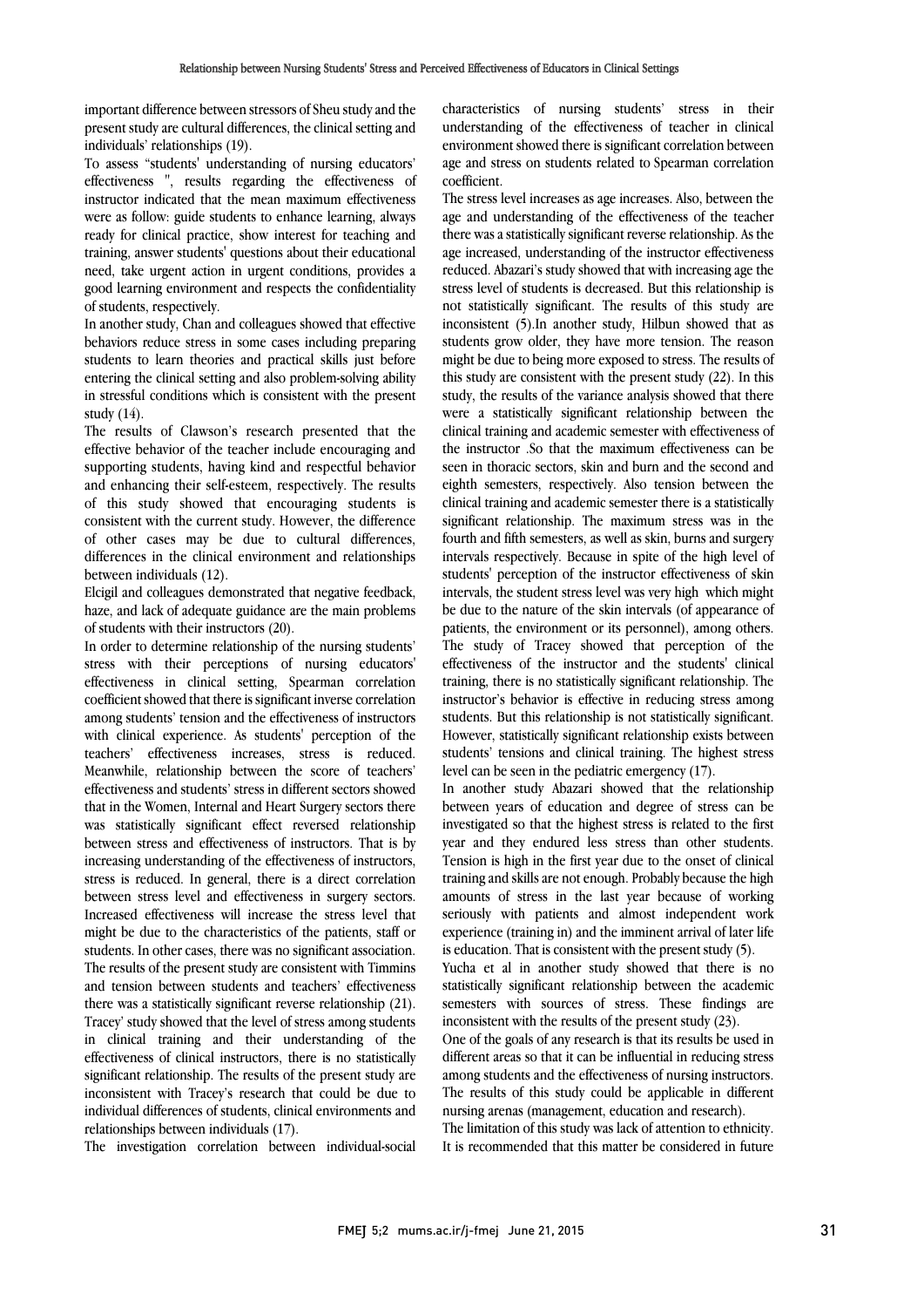important difference between stressors of Sheu study and the present study are cultural differences, the clinical setting and individuals' relationships (19).

To assess "students' understanding of nursing educators' effectiveness ", results regarding the effectiveness of instructor indicated that the mean maximum effectiveness were as follow: guide students to enhance learning, always ready for clinical practice, show interest for teaching and training, answer students' questions about their educational need, take urgent action in urgent conditions, provides a good learning environment and respects the confidentiality of students, respectively.

In another study, Chan and colleagues showed that effective behaviors reduce stress in some cases including preparing students to learn theories and practical skills just before entering the clinical setting and also problem-solving ability in stressful conditions which is consistent with the present study (14).

The results of Clawson's research presented that the effective behavior of the teacher include encouraging and supporting students, having kind and respectful behavior and enhancing their self-esteem, respectively. The results of this study showed that encouraging students is consistent with the current study. However, the difference of other cases may be due to cultural differences, differences in the clinical environment and relationships between individuals (12).

Elcigil and colleagues demonstrated that negative feedback, haze, and lack of adequate guidance are the main problems of students with their instructors (20).

In order to determine relationship of the nursing students' stress with their perceptions of nursing educators' effectiveness in clinical setting, Spearman correlation coefficient showed that there is significant inverse correlation among students' tension and the effectiveness of instructors with clinical experience. As students' perception of the teachers' effectiveness increases, stress is reduced. Meanwhile, relationship between the score of teachers' effectiveness and students' stress in different sectors showed that in the Women, Internal and Heart Surgery sectors there was statistically significant effect reversed relationship between stress and effectiveness of instructors. That is by increasing understanding of the effectiveness of instructors, stress is reduced. In general, there is a direct correlation between stress level and effectiveness in surgery sectors. Increased effectiveness will increase the stress level that might be due to the characteristics of the patients, staff or students. In other cases, there was no significant association. The results of the present study are consistent with Timmins and tension between students and teachers' effectiveness there was a statistically significant reverse relationship (21). Tracey' study showed that the level of stress among students in clinical training and their understanding of the effectiveness of clinical instructors, there is no statistically significant relationship. The results of the present study are inconsistent with Tracey's research that could be due to individual differences of students, clinical environments and relationships between individuals (17).

The investigation correlation between individual-social characteristics of nursing students' stress in their understanding of the effectiveness of teacher in clinical environment showed there is significant correlation between age and stress on students related to Spearman correlation coefficient.

The stress level increases as age increases. Also, between the age and understanding of the effectiveness of the teacher there was a statistically significant reverse relationship. As the age increased, understanding of the instructor effectiveness reduced. Abazari's study showed that with increasing age the stress level of students is decreased. But this relationship is not statistically significant. The results of this study are inconsistent (5).In another study, Hilbun showed that as students grow older, they have more tension. The reason might be due to being more exposed to stress. The results of this study are consistent with the present study (22). In this study, the results of the variance analysis showed that there were a statistically significant relationship between the clinical training and academic semester with effectiveness of the instructor .So that the maximum effectiveness can be seen in thoracic sectors, skin and burn and the second and eighth semesters, respectively. Also tension between the clinical training and academic semester there is a statistically significant relationship. The maximum stress was in the fourth and fifth semesters, as well as skin, burns and surgery intervals respectively. Because in spite of the high level of students' perception of the instructor effectiveness of skin intervals, the student stress level was very high which might be due to the nature of the skin intervals (of appearance of patients, the environment or its personnel), among others. The study of Tracey showed that perception of the effectiveness of the instructor and the students' clinical training, there is no statistically significant relationship. The instructor's behavior is effective in reducing stress among students. But this relationship is not statistically significant. However, statistically significant relationship exists between students' tensions and clinical training. The highest stress level can be seen in the pediatric emergency (17).

In another study Abazari showed that the relationship between years of education and degree of stress can be investigated so that the highest stress is related to the first year and they endured less stress than other students. Tension is high in the first year due to the onset of clinical training and skills are not enough. Probably because the high amounts of stress in the last year because of working seriously with patients and almost independent work experience (training in) and the imminent arrival of later life is education. That is consistent with the present study (5).

Yucha et al in another study showed that there is no statistically significant relationship between the academic semesters with sources of stress. These findings are inconsistent with the results of the present study (23).

One of the goals of any research is that its results be used in different areas so that it can be influential in reducing stress among students and the effectiveness of nursing instructors. The results of this study could be applicable in different nursing arenas (management, education and research).

The limitation of this study was lack of attention to ethnicity. It is recommended that this matter be considered in future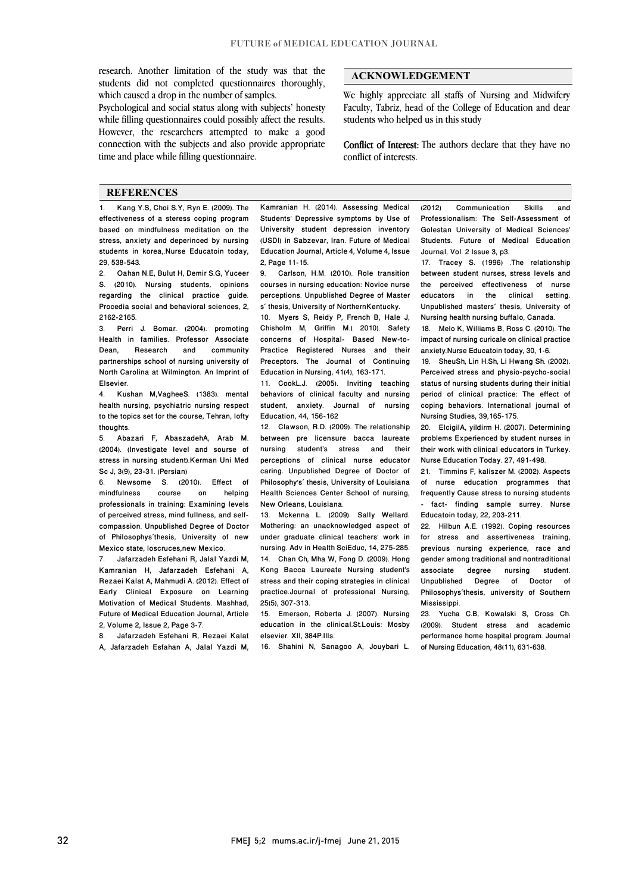research. Another limitation of the study was that the students did not completed questionnaires thoroughly, which caused a drop in the number of samples.

Psychological and social status along with subjects' honesty while filling questionnaires could possibly affect the results. However, the researchers attempted to make a good connection with the subjects and also provide appropriate time and place while filling questionnaire.

## ACKNOWLEDGEMENT

We highly appreciate all staffs of Nursing and Midwifery Faculty, Tabriz, head of the College of Education and dear students who helped us in this study

**Conflict of Interest:** The authors declare that they have no conflict of interests.

## REFERENCES

1. Kang Y.S, Choi S.Y, Ryn E. (2009). The effectiveness of a stress coping program based on mindfulness meditation on the stress, anxiety and deperinced by nursing students in korea,.Nurse Educatoin today, 29, 538-543.
2. Oahan N.E, Bulut H, Demir S.G, Yuceer S. (2010). Nursing students, opinions regarding the clinical practice guide. Procedia social and behavioral sciences, 2, 2162-2165.
3. Perri J. Bomar. (2004). promoting Health in families. Professor Associate Dean, Research and community partnerships school of nursing university of North Carolina at Wilmington. An Imprint of Elsevier.
4. Kushan M,VagheeS. (1383). mental health nursing, psychiatric nursing respect to the topics set for the course, Tehran, lofty thoughts.
5. Abazari F, AbaszadehA, Arab M. (2004). (Investigate level and sourse of stress in nursing student).Kerman Uni Med Sc J, 3(9), 23-31. (Persian)
6. Newsome S. (2010). Effect of mindfulness course on helping professionals in training: Examining levels of perceived stress, mind fullness, and self-compassion. Unpublished Degree of Doctor of Philosophys´thesis, University of new Mexico state, loscruces,new Mexico.
7. Jafarzadeh Esfehani R, Jalal Yazdi M, Kamranian H, Jafarzadeh Esfehani A, Rezaei Kalat A, Mahmudi A. (2012). Effect of Early Clinical Exposure on Learning Motivation of Medical Students. Mashhad, Future of Medical Education Journal, Article 2, Volume 2, Issue 2, Page 3-7.
8. Jafarzadeh Esfehani R, Rezaei Kalat A, Jafarzadeh Esfahan A, Jalal Yazdi M, Kamranian H. (2014). Assessing Medical Students' Depressive symptoms by Use of University student depression inventory (USDI) in Sabzevar, Iran. Future of Medical Education Journal, Article 4, Volume 4, Issue 2, Page 11-15.
9. Carlson, H.M. (2010). Role transition courses in nursing education: Novice nurse perceptions. Unpublished Degree of Master s´ thesis, University of NorthernKentucky.
10. Myers S, Reidy P, French B, Hale J, Chisholm M, Griffin M.( 2010). Safety concerns of Hospital- Based New-to-Practice Registered Nurses and their Preceptors. The Journal of Continuing Education in Nursing, 41(4), 163-171.
11. CookL.J. (2005). Inviting teaching behaviors of clinical faculty and nursing student, anxiety. Journal of nursing Education, 44, 156-162
12. Clawson, R.D. (2009). The relationship between pre licensure bacca laureate nursing student's stress and their perceptions of clinical nurse educator caring. Unpublished Degree of Doctor of Philosophy's´ thesis, University of Louisiana Health Sciences Center School of nursing, New Orleans, Louisiana.
13. Mckenna L. (2009). Sally Wellard. Mothering: an unacknowledged aspect of under graduate clinical teachers' work in nursing. Adv in Health SciEduc, 14, 275-285.
14. Chan Ch, Mha W, Fong D. (2009). Hong Kong Bacca Laureate Nursing student's stress and their coping strategies in clinical practice.Journal of professional Nursing, 25(5), 307-313.
15. Emerson, Roberta J. (2007). Nursing education in the clinical.St.Louis: Mosby elsevier. XII, 384P.IIls.
16. Shahini N, Sanagoo A, Jouybari L. (2012) Communication Skills and Professionalism: The Self-Assessment of Golestan University of Medical Sciences' Students. Future of Medical Education Journal, Vol. 2 Issue 3, p3.
17. Tracey S. (1996) .The relationship between student nurses, stress levels and the perceived effectiveness of nurse educators in the clinical setting. Unpublished masters´ thesis, University of Nursing health nursing buffalo, Canada.
18. Melo K, Williams B, Ross C. (2010). The impact of nursing curicale on clinical practice anxiety.Nurse Educatoin today, 30, 1-6.
19. SheuSh, Lin H.Sh, Li Hwang Sh. (2002). Perceived stress and physio-psycho-social status of nursing students during their initial period of clinical practice: The effect of coping behaviors. International journal of Nursing Studies, 39,165-175.
20. ElcigilA, yildirm H. (2007). Determining problems Experienced by student nurses in their work with clinical educators in Turkey. Nurse Education Today. 27, 491-498.
21. Timmins F, kaliszer M. (2002). Aspects of nurse education programmes that frequently Cause stress to nursing students - fact- finding sample surrey. Nurse Educatoin today, 22, 203-211.
22. Hilbun A.E. (1992). Coping resources for stress and assertiveness training, previous nursing experience, race and gender among traditional and nontraditional associate degree nursing student. Unpublished Degree of Doctor of Philosophys´thesis, university of Southern Mississippi.
23. Yucha C.B, Kowalski S, Cross Ch. (2009). Student stress and academic performance home hospital program. Journal of Nursing Education, 48(11), 631-638.